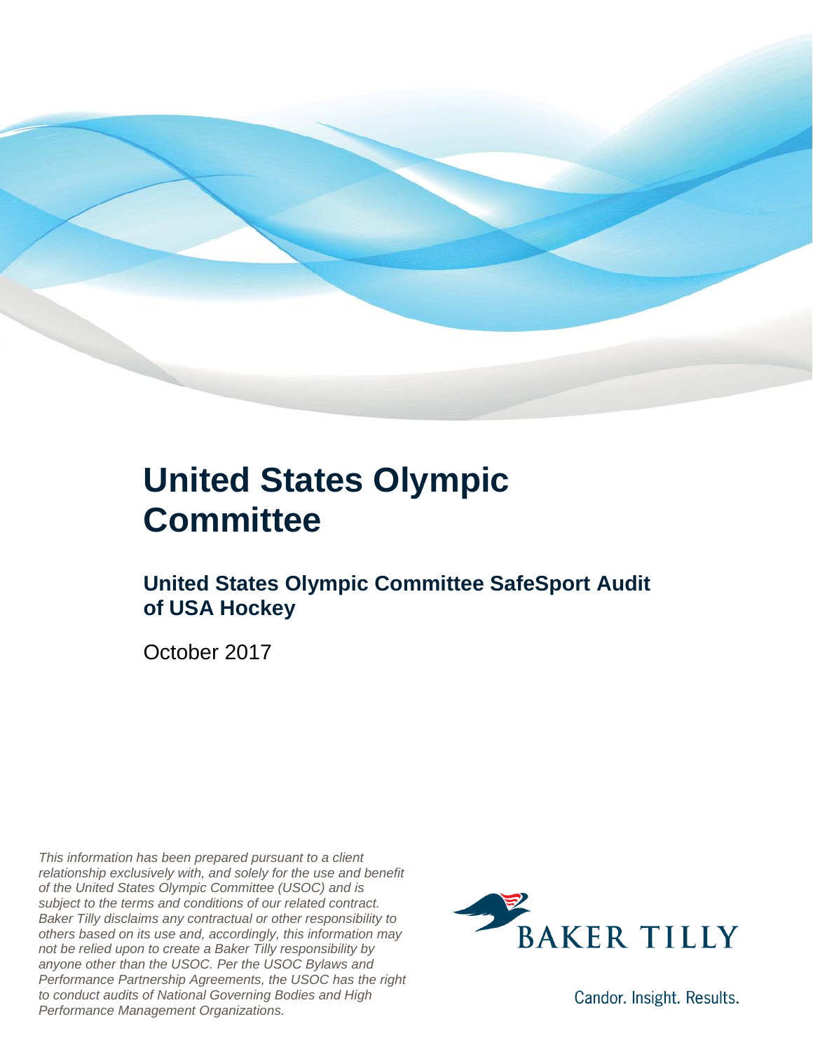# United States Olympic Committee

## United States Olympic Committee SafeSport Audit of USA Hockey

October 2017

*This information has been prepared pursuant to a client relationship exclusively with, and solely for the use and benefit of the United States Olympic Committee (USOC) and is subject to the terms and conditions of our related contract. Baker Tilly disclaims any contractual or other responsibility to others based on its use and, accordingly, this information may not be relied upon to create a Baker Tilly responsibility by anyone other than the USOC. Per the USOC Bylaws and Performance Partnership Agreements, the USOC has the right to conduct audits of National Governing Bodies and High Performance Management Organizations.*

BAKER TILLY

Candor. Insight. Results.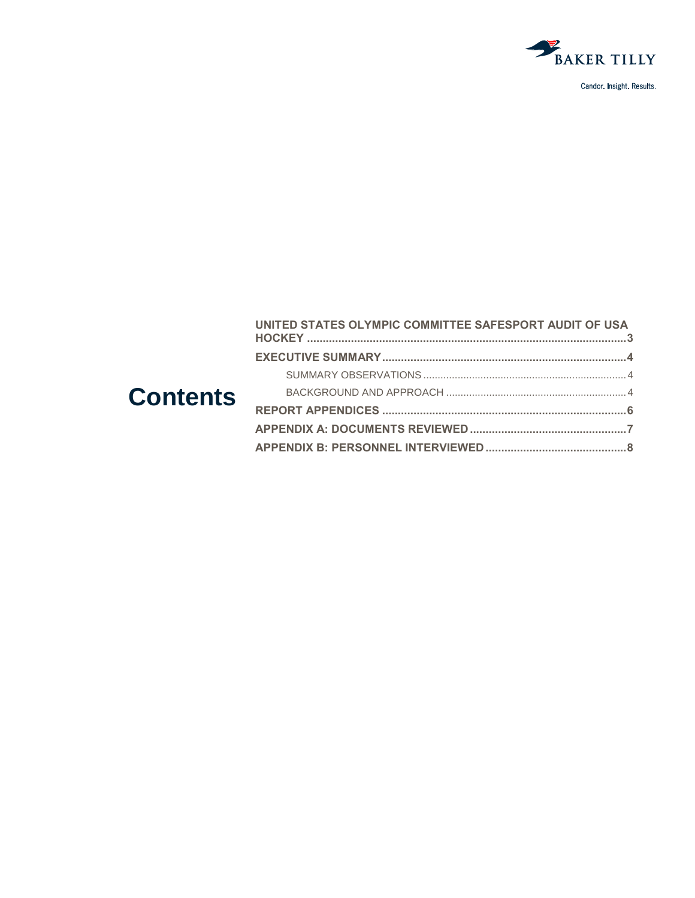# Contents

- UNITED STATES OLYMPIC COMMITTEE SAFESPORT AUDIT OF USA HOCKEY ....................................... 3
- EXECUTIVE SUMMARY ....................................... 4
  - SUMMARY OBSERVATIONS ....................................... 4
  - BACKGROUND AND APPROACH ....................................... 4
- REPORT APPENDICES ....................................... 6
- APPENDIX A: DOCUMENTS REVIEWED ....................................... 7
- APPENDIX B: PERSONNEL INTERVIEWED ....................................... 8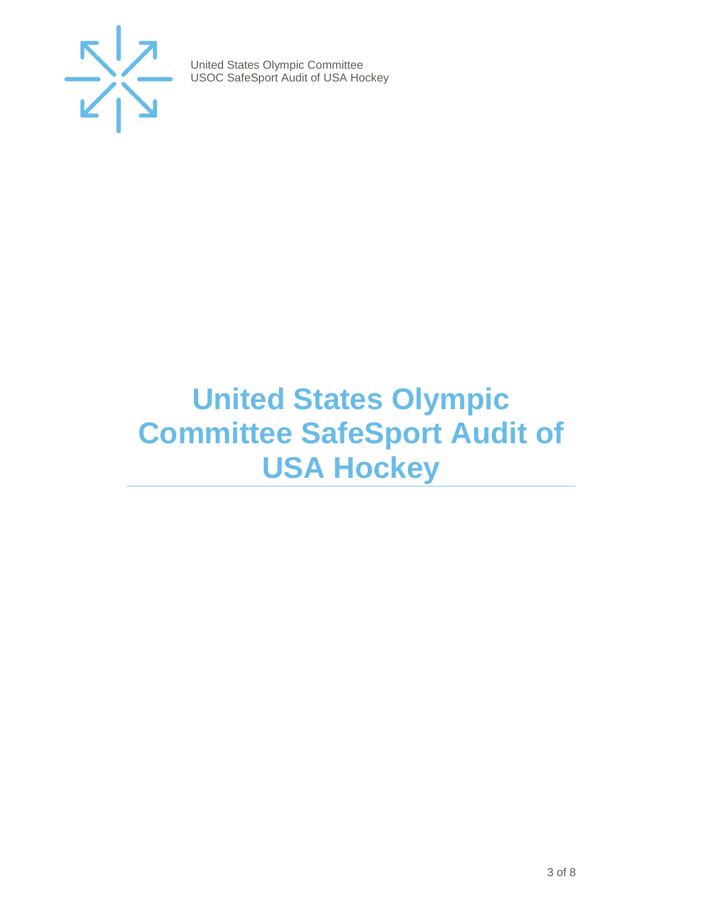# United States Olympic Committee SafeSport Audit of USA Hockey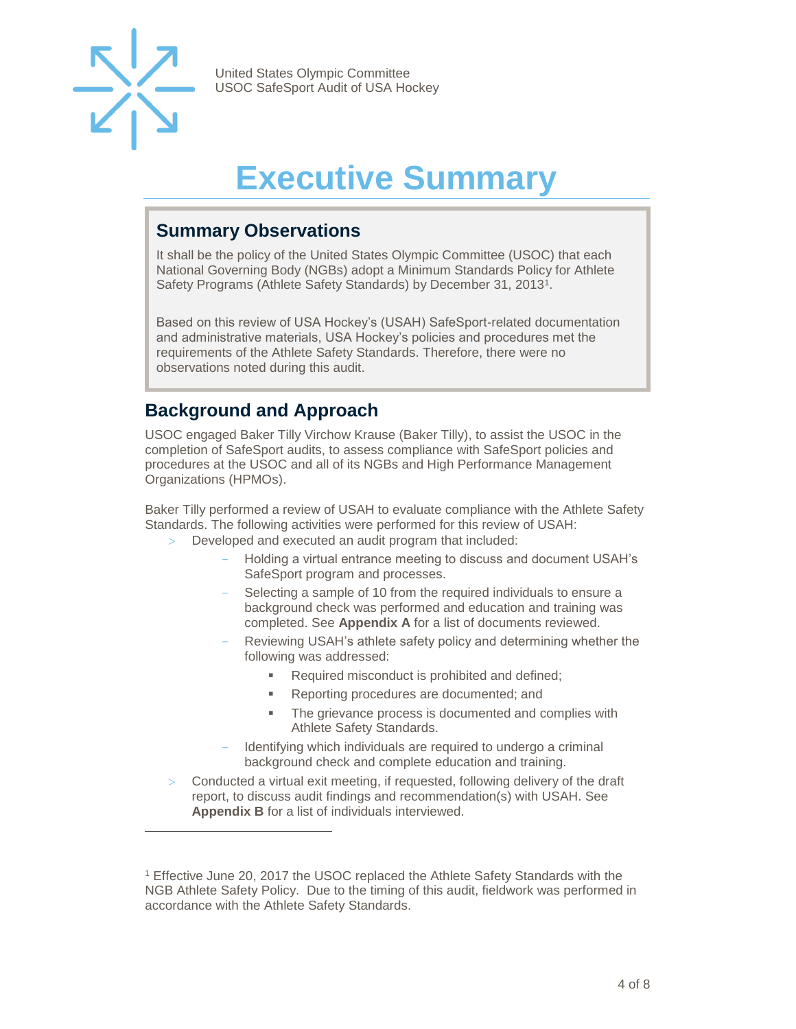# Executive Summary

## Summary Observations

It shall be the policy of the United States Olympic Committee (USOC) that each National Governing Body (NGBs) adopt a Minimum Standards Policy for Athlete Safety Programs (Athlete Safety Standards) by December 31, 2013[1].

Based on this review of USA Hockey's (USAH) SafeSport-related documentation and administrative materials, USA Hockey's policies and procedures met the requirements of the Athlete Safety Standards. Therefore, there were no observations noted during this audit.

## Background and Approach

USOC engaged Baker Tilly Virchow Krause (Baker Tilly), to assist the USOC in the completion of SafeSport audits, to assess compliance with SafeSport policies and procedures at the USOC and all of its NGBs and High Performance Management Organizations (HPMOs).

Baker Tilly performed a review of USAH to evaluate compliance with the Athlete Safety Standards. The following activities were performed for this review of USAH:

- Developed and executed an audit program that included:
  - Holding a virtual entrance meeting to discuss and document USAH's SafeSport program and processes.
  - Selecting a sample of 10 from the required individuals to ensure a background check was performed and education and training was completed. See **Appendix A** for a list of documents reviewed.
  - Reviewing USAH's athlete safety policy and determining whether the following was addressed:
    - Required misconduct is prohibited and defined;
    - Reporting procedures are documented; and
    - The grievance process is documented and complies with Athlete Safety Standards.
  - Identifying which individuals are required to undergo a criminal background check and complete education and training.
- Conducted a virtual exit meeting, if requested, following delivery of the draft report, to discuss audit findings and recommendation(s) with USAH. See **Appendix B** for a list of individuals interviewed.

---

[1] Effective June 20, 2017 the USOC replaced the Athlete Safety Standards with the NGB Athlete Safety Policy. Due to the timing of this audit, fieldwork was performed in accordance with the Athlete Safety Standards.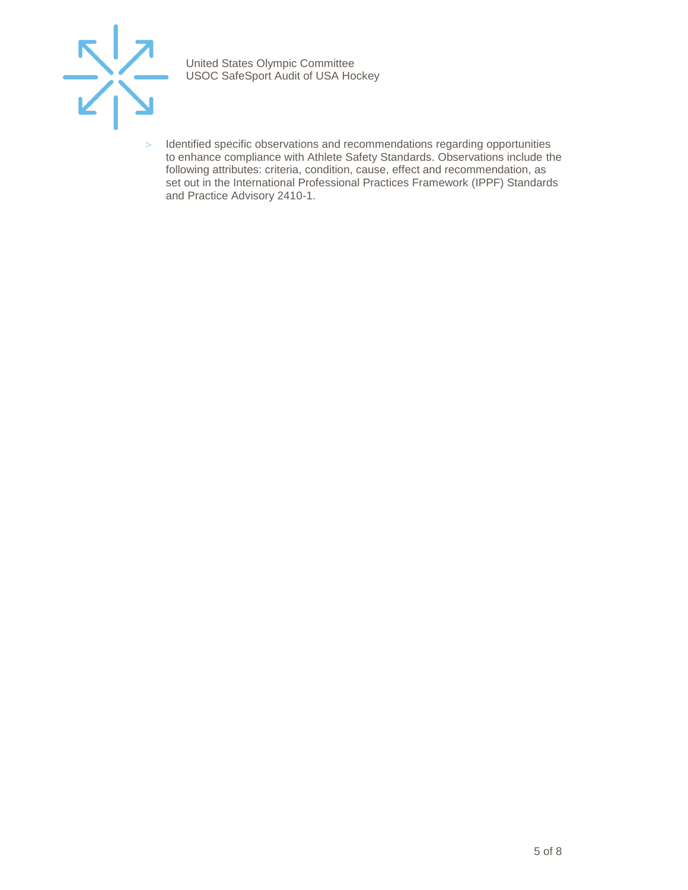- Identified specific observations and recommendations regarding opportunities to enhance compliance with Athlete Safety Standards. Observations include the following attributes: criteria, condition, cause, effect and recommendation, as set out in the International Professional Practices Framework (IPPF) Standards and Practice Advisory 2410-1.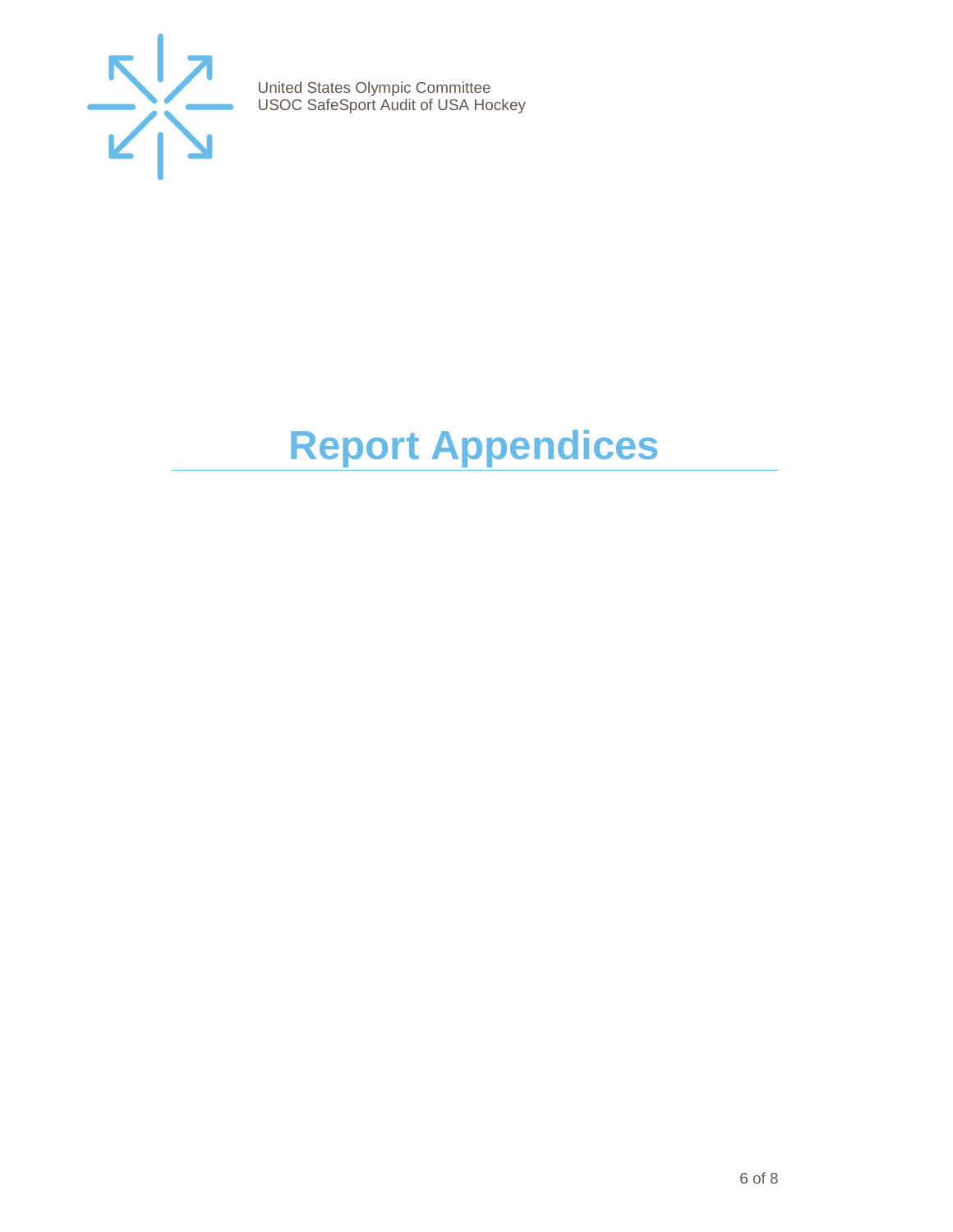# Report Appendices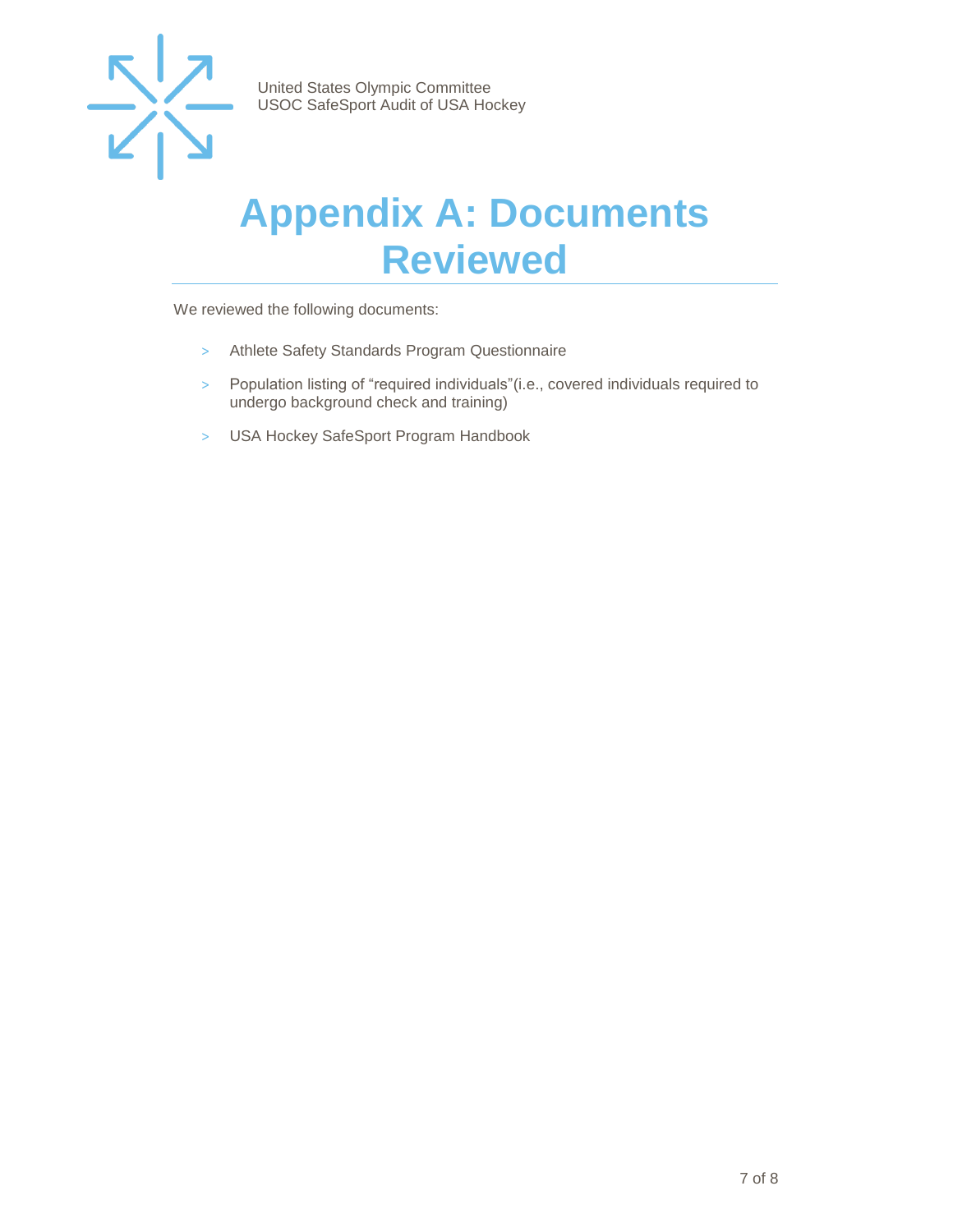# Appendix A: Documents Reviewed

We reviewed the following documents:

- Athlete Safety Standards Program Questionnaire
- Population listing of “required individuals”(i.e., covered individuals required to undergo background check and training)
- USA Hockey SafeSport Program Handbook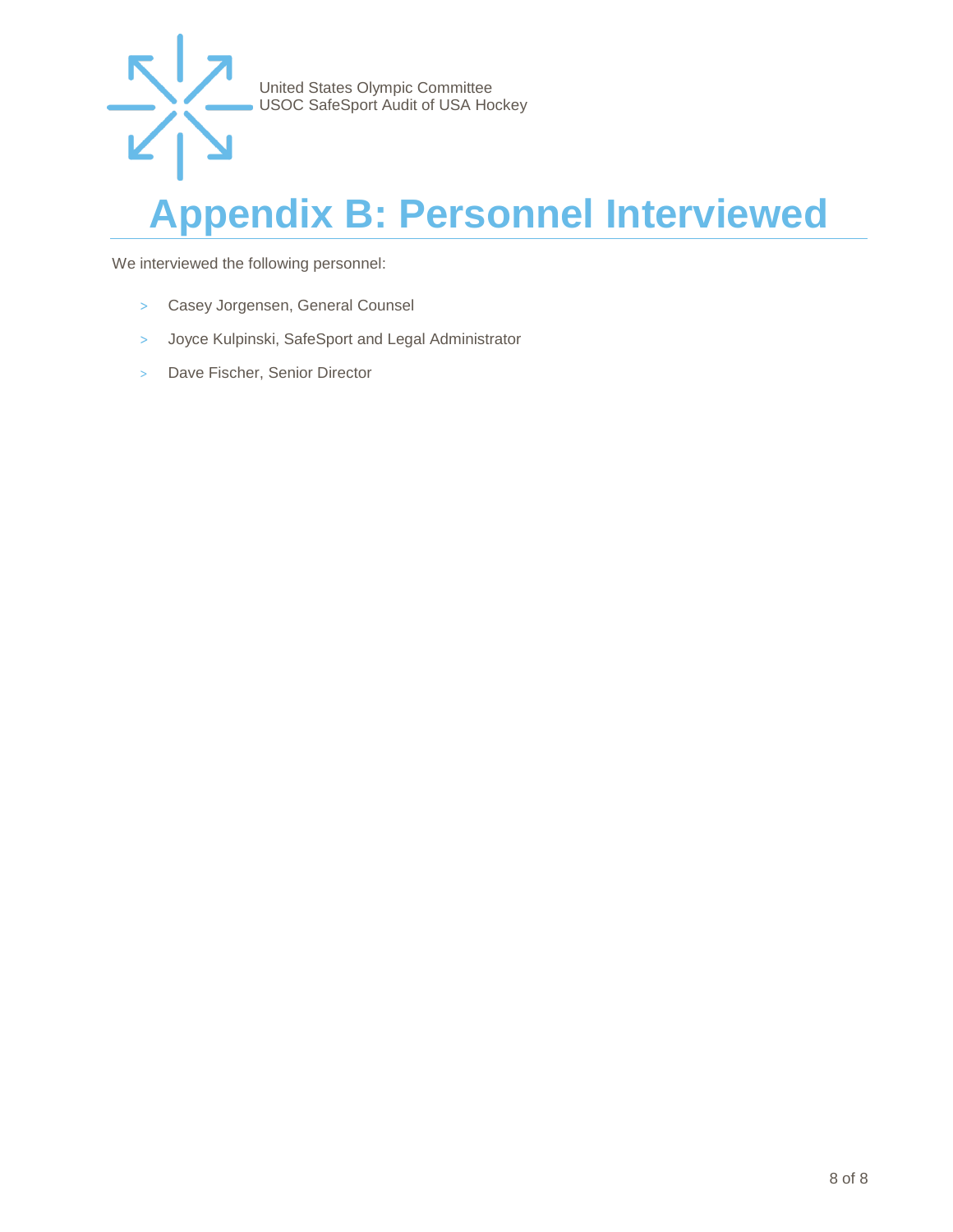# Appendix B: Personnel Interviewed

We interviewed the following personnel:

- Casey Jorgensen, General Counsel
- Joyce Kulpinski, SafeSport and Legal Administrator
- Dave Fischer, Senior Director